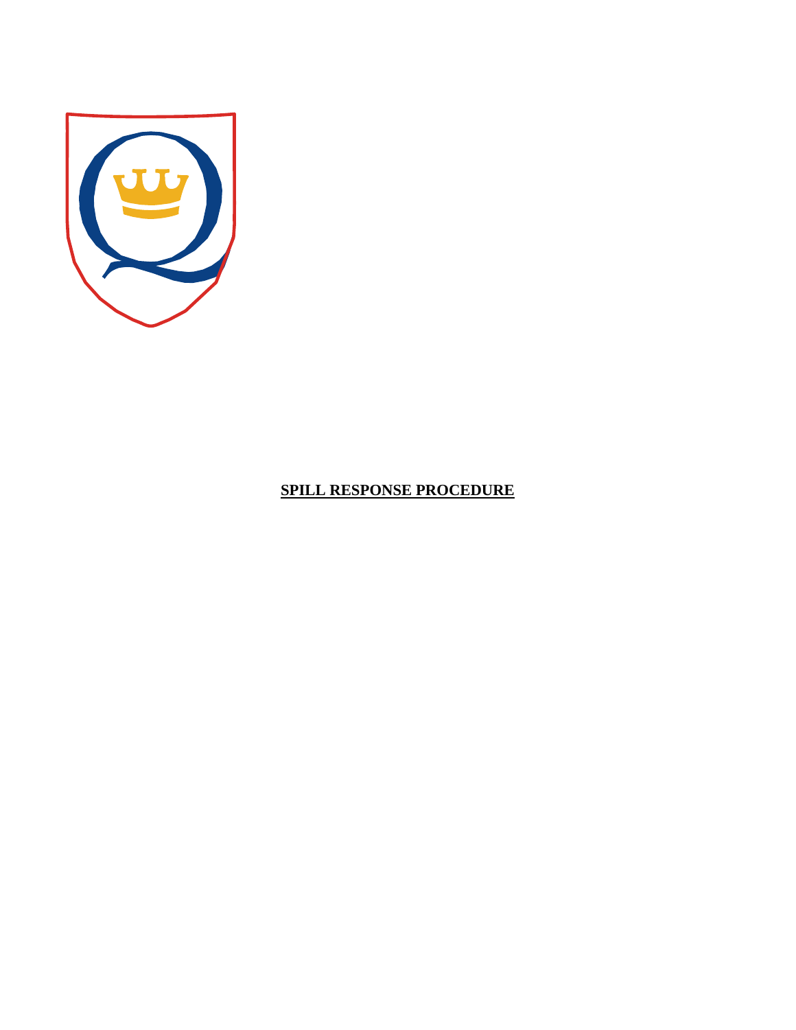# SPILL RESPONSE PROCEDURE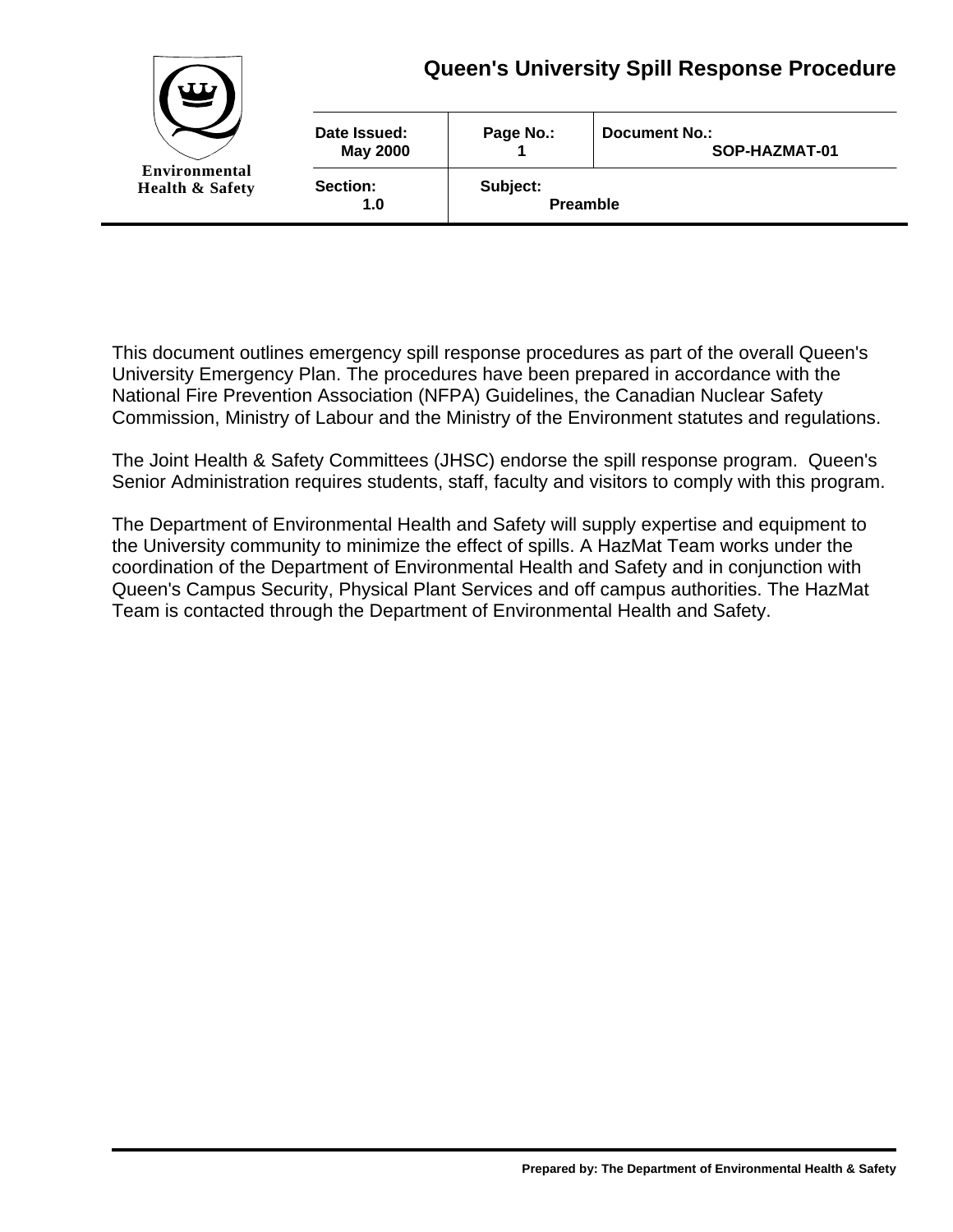# Queen's University Spill Response Procedure

| Date Issued: May 2000 | Page No.: 1 | Document No.: SOP-HAZMAT-01 |
|---|---|---|
| **Section:** 1.0 | **Subject:** Preamble | |

This document outlines emergency spill response procedures as part of the overall Queen's University Emergency Plan. The procedures have been prepared in accordance with the National Fire Prevention Association (NFPA) Guidelines, the Canadian Nuclear Safety Commission, Ministry of Labour and the Ministry of the Environment statutes and regulations.

The Joint Health & Safety Committees (JHSC) endorse the spill response program. Queen's Senior Administration requires students, staff, faculty and visitors to comply with this program.

The Department of Environmental Health and Safety will supply expertise and equipment to the University community to minimize the effect of spills. A HazMat Team works under the coordination of the Department of Environmental Health and Safety and in conjunction with Queen's Campus Security, Physical Plant Services and off campus authorities. The HazMat Team is contacted through the Department of Environmental Health and Safety.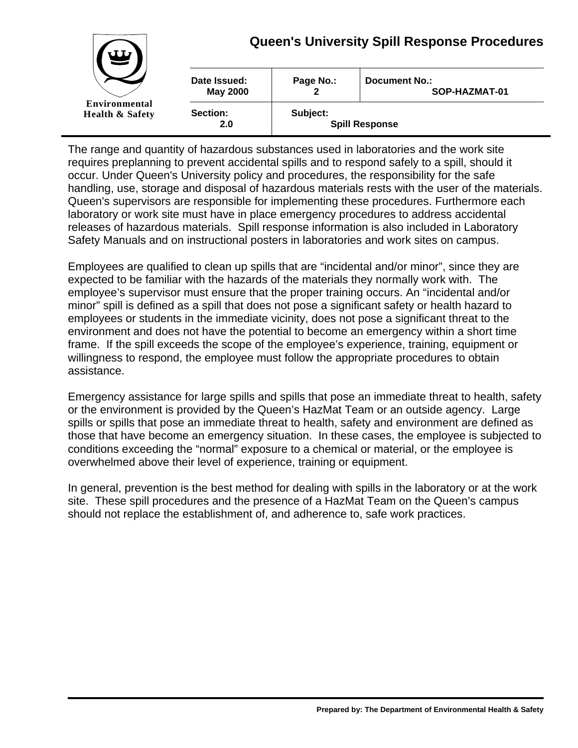The range and quantity of hazardous substances used in laboratories and the work site requires preplanning to prevent accidental spills and to respond safely to a spill, should it occur. Under Queen's University policy and procedures, the responsibility for the safe handling, use, storage and disposal of hazardous materials rests with the user of the materials. Queen's supervisors are responsible for implementing these procedures. Furthermore each laboratory or work site must have in place emergency procedures to address accidental releases of hazardous materials. Spill response information is also included in Laboratory Safety Manuals and on instructional posters in laboratories and work sites on campus.

Employees are qualified to clean up spills that are “incidental and/or minor”, since they are expected to be familiar with the hazards of the materials they normally work with. The employee’s supervisor must ensure that the proper training occurs. An “incidental and/or minor” spill is defined as a spill that does not pose a significant safety or health hazard to employees or students in the immediate vicinity, does not pose a significant threat to the environment and does not have the potential to become an emergency within a short time frame. If the spill exceeds the scope of the employee’s experience, training, equipment or willingness to respond, the employee must follow the appropriate procedures to obtain assistance.

Emergency assistance for large spills and spills that pose an immediate threat to health, safety or the environment is provided by the Queen’s HazMat Team or an outside agency. Large spills or spills that pose an immediate threat to health, safety and environment are defined as those that have become an emergency situation. In these cases, the employee is subjected to conditions exceeding the “normal” exposure to a chemical or material, or the employee is overwhelmed above their level of experience, training or equipment.

In general, prevention is the best method for dealing with spills in the laboratory or at the work site. These spill procedures and the presence of a HazMat Team on the Queen’s campus should not replace the establishment of, and adherence to, safe work practices.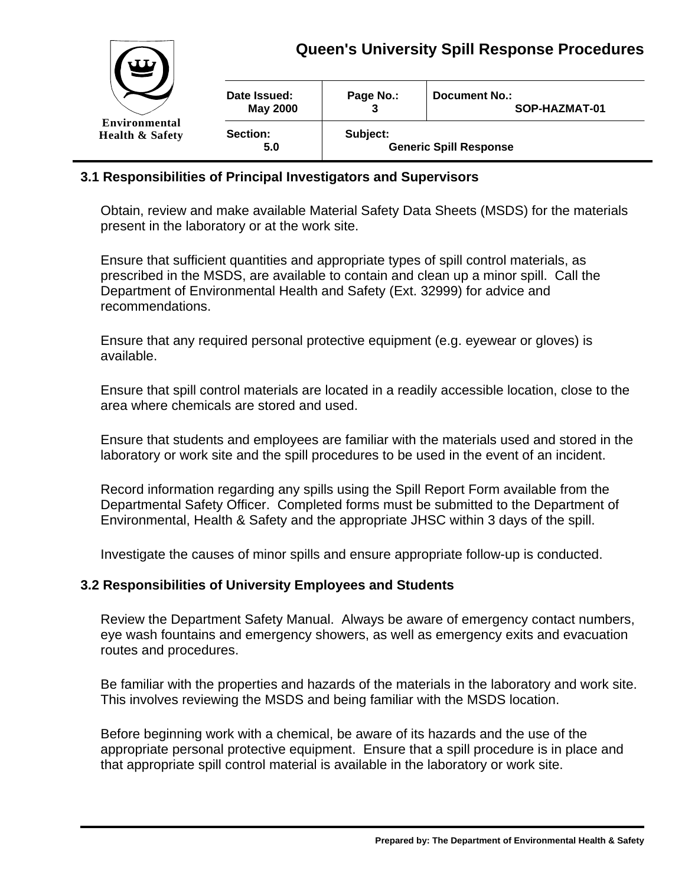### 3.1 Responsibilities of Principal Investigators and Supervisors

Obtain, review and make available Material Safety Data Sheets (MSDS) for the materials present in the laboratory or at the work site.

Ensure that sufficient quantities and appropriate types of spill control materials, as prescribed in the MSDS, are available to contain and clean up a minor spill. Call the Department of Environmental Health and Safety (Ext. 32999) for advice and recommendations.

Ensure that any required personal protective equipment (e.g. eyewear or gloves) is available.

Ensure that spill control materials are located in a readily accessible location, close to the area where chemicals are stored and used.

Ensure that students and employees are familiar with the materials used and stored in the laboratory or work site and the spill procedures to be used in the event of an incident.

Record information regarding any spills using the Spill Report Form available from the Departmental Safety Officer. Completed forms must be submitted to the Department of Environmental, Health & Safety and the appropriate JHSC within 3 days of the spill.

Investigate the causes of minor spills and ensure appropriate follow-up is conducted.

### 3.2 Responsibilities of University Employees and Students

Review the Department Safety Manual. Always be aware of emergency contact numbers, eye wash fountains and emergency showers, as well as emergency exits and evacuation routes and procedures.

Be familiar with the properties and hazards of the materials in the laboratory and work site. This involves reviewing the MSDS and being familiar with the MSDS location.

Before beginning work with a chemical, be aware of its hazards and the use of the appropriate personal protective equipment. Ensure that a spill procedure is in place and that appropriate spill control material is available in the laboratory or work site.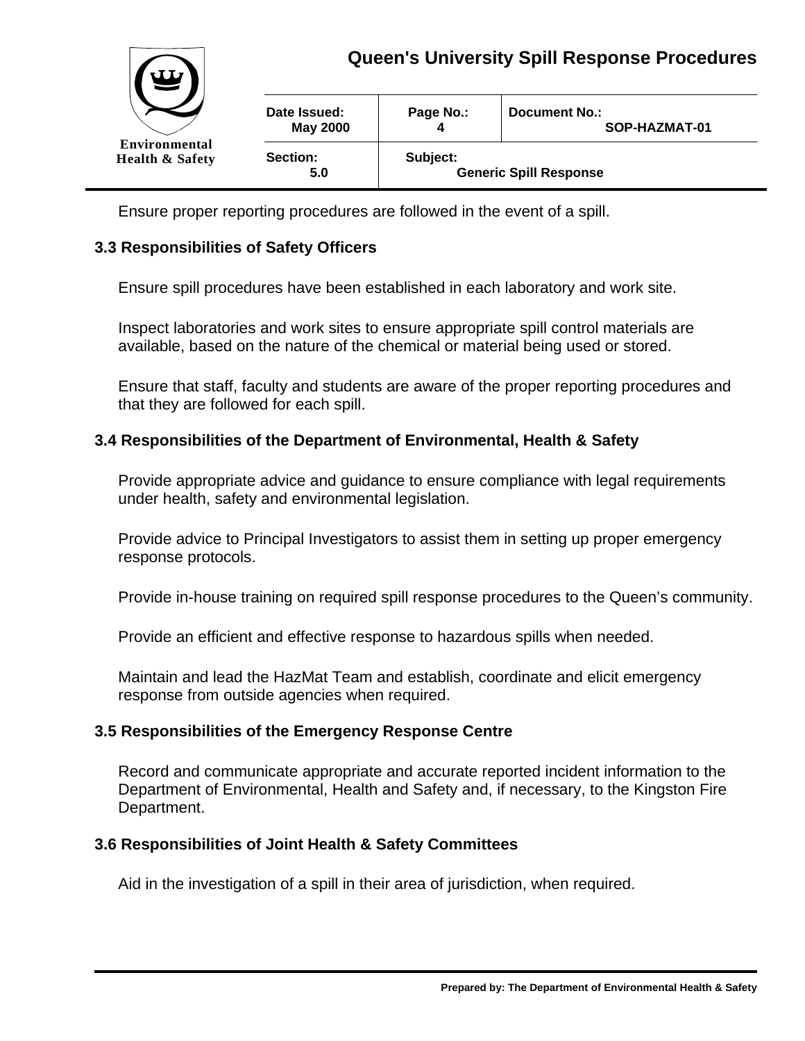Ensure proper reporting procedures are followed in the event of a spill.

### 3.3 Responsibilities of Safety Officers

Ensure spill procedures have been established in each laboratory and work site.

Inspect laboratories and work sites to ensure appropriate spill control materials are available, based on the nature of the chemical or material being used or stored.

Ensure that staff, faculty and students are aware of the proper reporting procedures and that they are followed for each spill.

### 3.4 Responsibilities of the Department of Environmental, Health & Safety

Provide appropriate advice and guidance to ensure compliance with legal requirements under health, safety and environmental legislation.

Provide advice to Principal Investigators to assist them in setting up proper emergency response protocols.

Provide in-house training on required spill response procedures to the Queen's community.

Provide an efficient and effective response to hazardous spills when needed.

Maintain and lead the HazMat Team and establish, coordinate and elicit emergency response from outside agencies when required.

### 3.5 Responsibilities of the Emergency Response Centre

Record and communicate appropriate and accurate reported incident information to the Department of Environmental, Health and Safety and, if necessary, to the Kingston Fire Department.

### 3.6 Responsibilities of Joint Health & Safety Committees

Aid in the investigation of a spill in their area of jurisdiction, when required.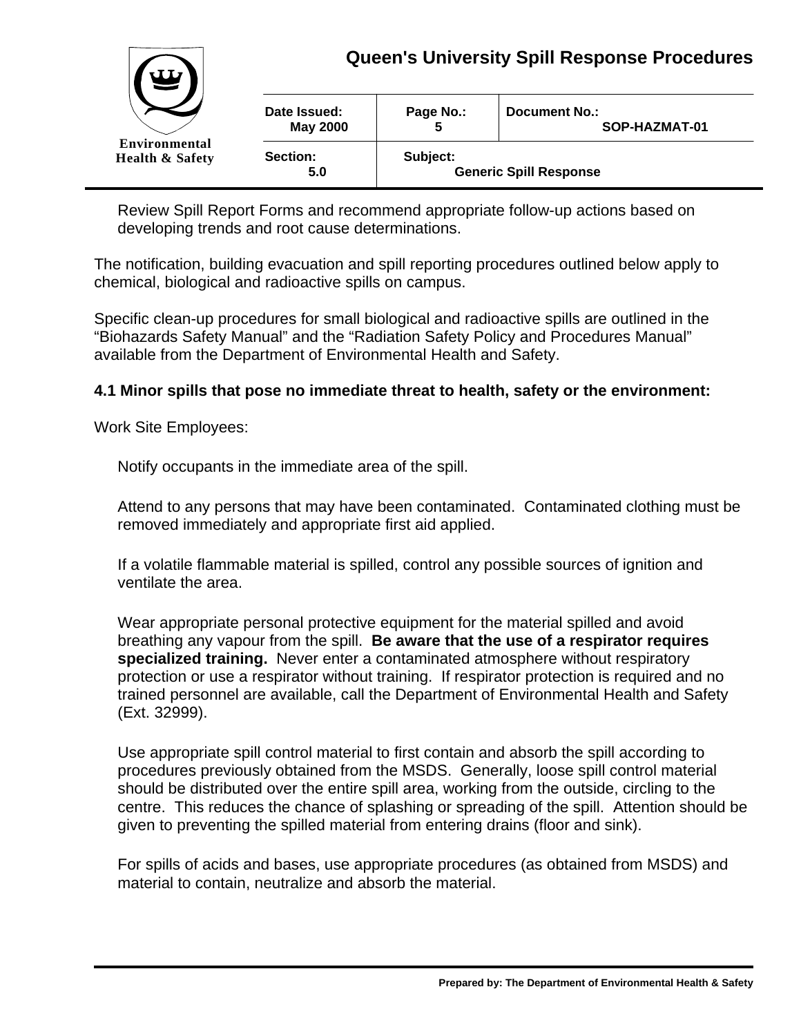Review Spill Report Forms and recommend appropriate follow-up actions based on developing trends and root cause determinations.

The notification, building evacuation and spill reporting procedures outlined below apply to chemical, biological and radioactive spills on campus.

Specific clean-up procedures for small biological and radioactive spills are outlined in the "Biohazards Safety Manual" and the "Radiation Safety Policy and Procedures Manual" available from the Department of Environmental Health and Safety.

### 4.1 Minor spills that pose no immediate threat to health, safety or the environment:

Work Site Employees:

Notify occupants in the immediate area of the spill.

Attend to any persons that may have been contaminated. Contaminated clothing must be removed immediately and appropriate first aid applied.

If a volatile flammable material is spilled, control any possible sources of ignition and ventilate the area.

Wear appropriate personal protective equipment for the material spilled and avoid breathing any vapour from the spill. **Be aware that the use of a respirator requires specialized training.** Never enter a contaminated atmosphere without respiratory protection or use a respirator without training. If respirator protection is required and no trained personnel are available, call the Department of Environmental Health and Safety (Ext. 32999).

Use appropriate spill control material to first contain and absorb the spill according to procedures previously obtained from the MSDS. Generally, loose spill control material should be distributed over the entire spill area, working from the outside, circling to the centre. This reduces the chance of splashing or spreading of the spill. Attention should be given to preventing the spilled material from entering drains (floor and sink).

For spills of acids and bases, use appropriate procedures (as obtained from MSDS) and material to contain, neutralize and absorb the material.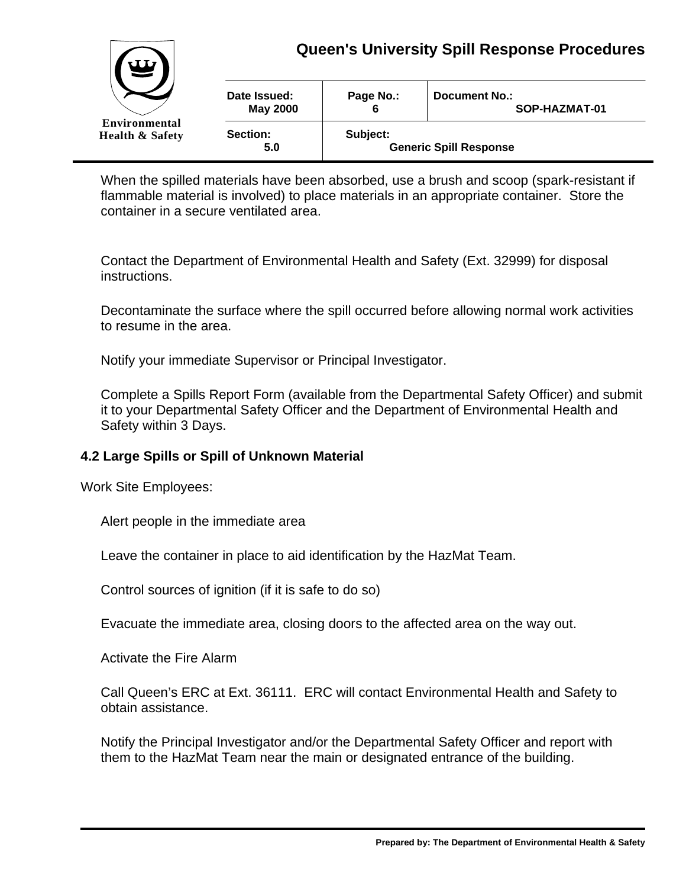When the spilled materials have been absorbed, use a brush and scoop (spark-resistant if flammable material is involved) to place materials in an appropriate container. Store the container in a secure ventilated area.

Contact the Department of Environmental Health and Safety (Ext. 32999) for disposal instructions.

Decontaminate the surface where the spill occurred before allowing normal work activities to resume in the area.

Notify your immediate Supervisor or Principal Investigator.

Complete a Spills Report Form (available from the Departmental Safety Officer) and submit it to your Departmental Safety Officer and the Department of Environmental Health and Safety within 3 Days.

### 4.2 Large Spills or Spill of Unknown Material

Work Site Employees:

Alert people in the immediate area

Leave the container in place to aid identification by the HazMat Team.

Control sources of ignition (if it is safe to do so)

Evacuate the immediate area, closing doors to the affected area on the way out.

Activate the Fire Alarm

Call Queen's ERC at Ext. 36111. ERC will contact Environmental Health and Safety to obtain assistance.

Notify the Principal Investigator and/or the Departmental Safety Officer and report with them to the HazMat Team near the main or designated entrance of the building.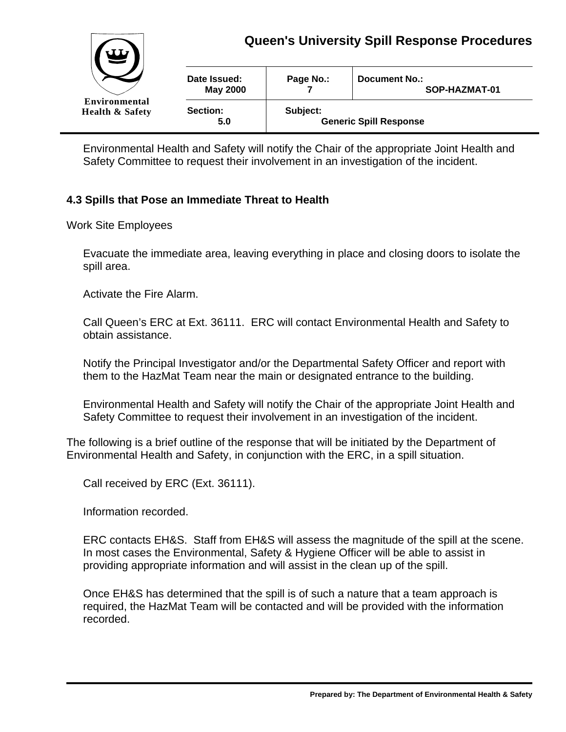Environmental Health and Safety will notify the Chair of the appropriate Joint Health and Safety Committee to request their involvement in an investigation of the incident.

### 4.3 Spills that Pose an Immediate Threat to Health

Work Site Employees

Evacuate the immediate area, leaving everything in place and closing doors to isolate the spill area.

Activate the Fire Alarm.

Call Queen's ERC at Ext. 36111. ERC will contact Environmental Health and Safety to obtain assistance.

Notify the Principal Investigator and/or the Departmental Safety Officer and report with them to the HazMat Team near the main or designated entrance to the building.

Environmental Health and Safety will notify the Chair of the appropriate Joint Health and Safety Committee to request their involvement in an investigation of the incident.

The following is a brief outline of the response that will be initiated by the Department of Environmental Health and Safety, in conjunction with the ERC, in a spill situation.

Call received by ERC (Ext. 36111).

Information recorded.

ERC contacts EH&S. Staff from EH&S will assess the magnitude of the spill at the scene. In most cases the Environmental, Safety & Hygiene Officer will be able to assist in providing appropriate information and will assist in the clean up of the spill.

Once EH&S has determined that the spill is of such a nature that a team approach is required, the HazMat Team will be contacted and will be provided with the information recorded.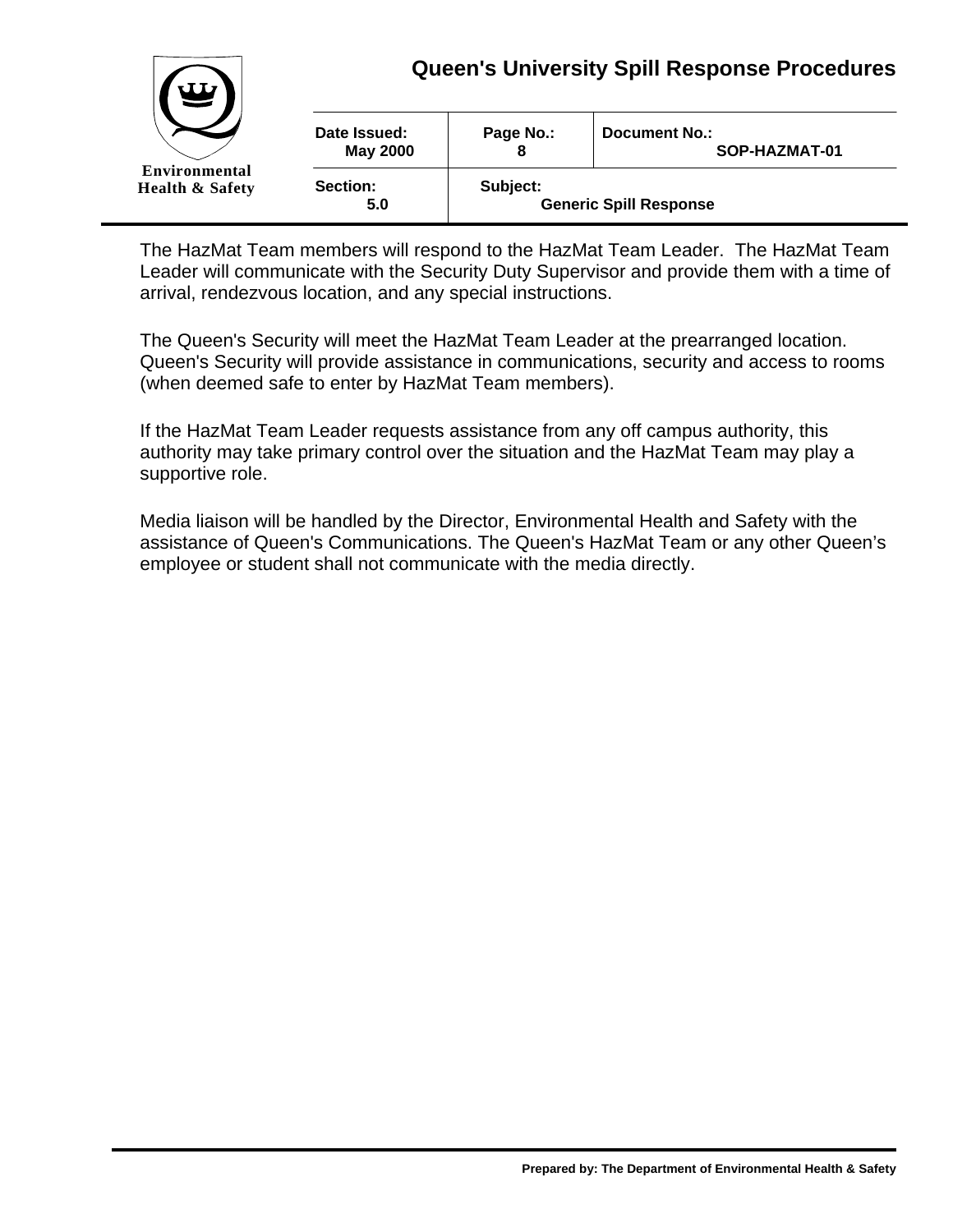The HazMat Team members will respond to the HazMat Team Leader. The HazMat Team Leader will communicate with the Security Duty Supervisor and provide them with a time of arrival, rendezvous location, and any special instructions.

The Queen's Security will meet the HazMat Team Leader at the prearranged location. Queen's Security will provide assistance in communications, security and access to rooms (when deemed safe to enter by HazMat Team members).

If the HazMat Team Leader requests assistance from any off campus authority, this authority may take primary control over the situation and the HazMat Team may play a supportive role.

Media liaison will be handled by the Director, Environmental Health and Safety with the assistance of Queen's Communications. The Queen's HazMat Team or any other Queen's employee or student shall not communicate with the media directly.